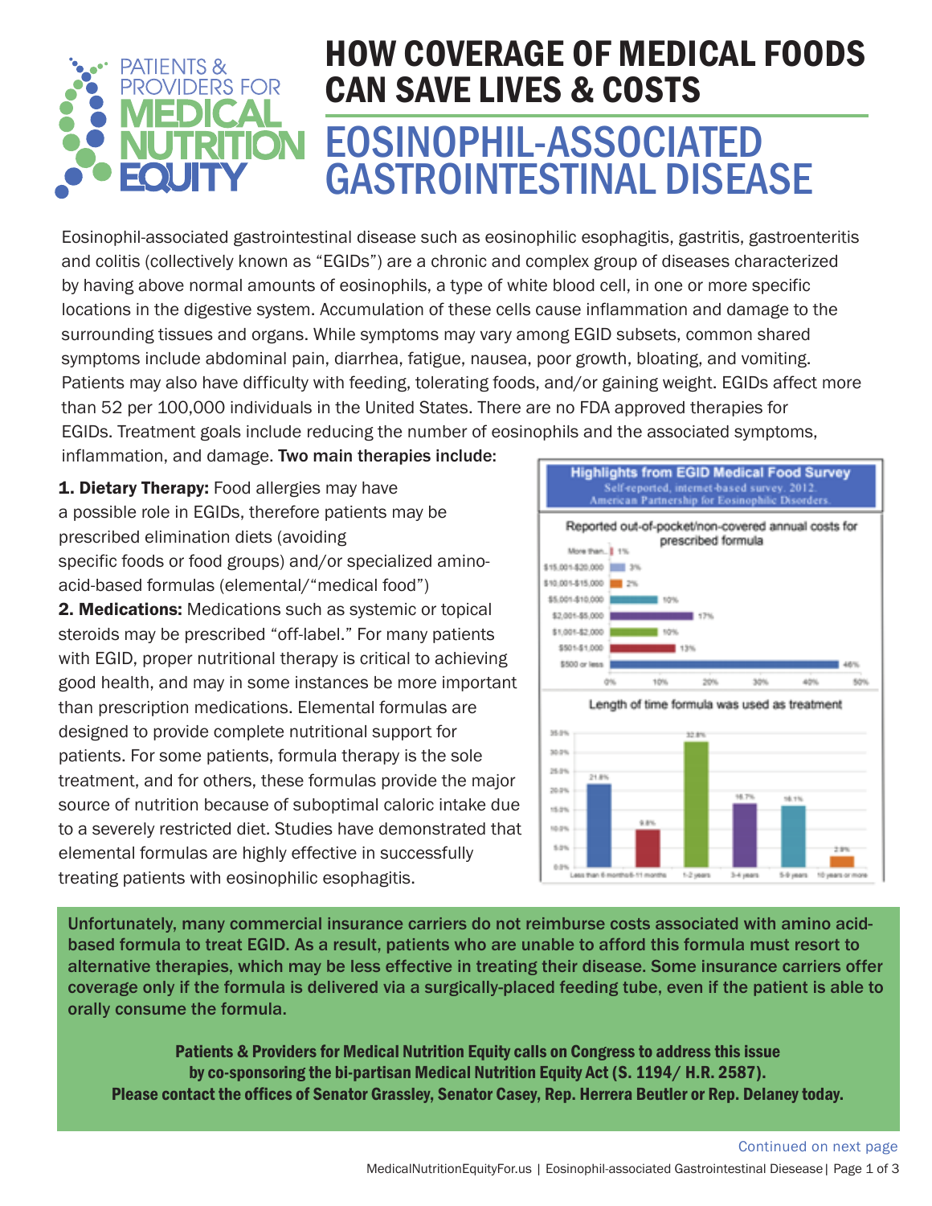# HOW COVERAGE OF MEDICAL FOODS CAN SAVE LIVES & COSTS

# EOSINOPHIL-ASSOCIATED GASTROINTESTINAL DISEASE

Eosinophil-associated gastrointestinal disease such as eosinophilic esophagitis, gastritis, gastroenteritis and colitis (collectively known as "EGIDs") are a chronic and complex group of diseases characterized by having above normal amounts of eosinophils, a type of white blood cell, in one or more specific locations in the digestive system. Accumulation of these cells cause inflammation and damage to the surrounding tissues and organs. While symptoms may vary among EGID subsets, common shared symptoms include abdominal pain, diarrhea, fatigue, nausea, poor growth, bloating, and vomiting. Patients may also have difficulty with feeding, tolerating foods, and/or gaining weight. EGIDs affect more than 52 per 100,000 individuals in the United States. There are no FDA approved therapies for EGIDs. Treatment goals include reducing the number of eosinophils and the associated symptoms, inflammation, and damage. **Two main therapies include:**

**1. Dietary Therapy:** Food allergies may have a possible role in EGIDs, therefore patients may be prescribed elimination diets (avoiding specific foods or food groups) and/or specialized amino-acid-based formulas (elemental/"medical food")

**2. Medications:** Medications such as systemic or topical steroids may be prescribed "off-label." For many patients with EGID, proper nutritional therapy is critical to achieving good health, and may in some instances be more important than prescription medications. Elemental formulas are designed to provide complete nutritional support for patients. For some patients, formula therapy is the sole treatment, and for others, these formulas provide the major source of nutrition because of suboptimal caloric intake due to a severely restricted diet. Studies have demonstrated that elemental formulas are highly effective in successfully treating patients with eosinophilic esophagitis.

**Highlights from EGID Medical Food Survey**

Self-reported, internet-based survey. 2012. American Partnership for Eosinophilic Disorders.

Reported out-of-pocket/non-covered annual costs for prescribed formula

| Annual cost | Percent |
|---|---|
| More than... | 1% |
| $15,001-$20,000 | 3% |
| $10,001-$15,000 | 2% |
| $5,001-$10,000 | 10% |
| $2,001-$5,000 | 17% |
| $1,001-$2,000 | 10% |
| $501-$1,000 | 13% |
| $500 or less | 46% |

Length of time formula was used as treatment

| Length of time | Percent |
|---|---|
| Less than 6 months | 21.8% |
| 6-11 months | 9.8% |
| 1-2 years | 32.8% |
| 3-4 years | 16.7% |
| 5-9 years | 16.1% |
| 10 years or more | 2.9% |

**Unfortunately, many commercial insurance carriers do not reimburse costs associated with amino acid-based formula to treat EGID. As a result, patients who are unable to afford this formula must resort to alternative therapies, which may be less effective in treating their disease. Some insurance carriers offer coverage only if the formula is delivered via a surgically-placed feeding tube, even if the patient is able to orally consume the formula.**

**Patients & Providers for Medical Nutrition Equity calls on Congress to address this issue by co-sponsoring the bi-partisan Medical Nutrition Equity Act (S. 1194/ H.R. 2587). Please contact the offices of Senator Grassley, Senator Casey, Rep. Herrera Beutler or Rep. Delaney today.**

Continued on next page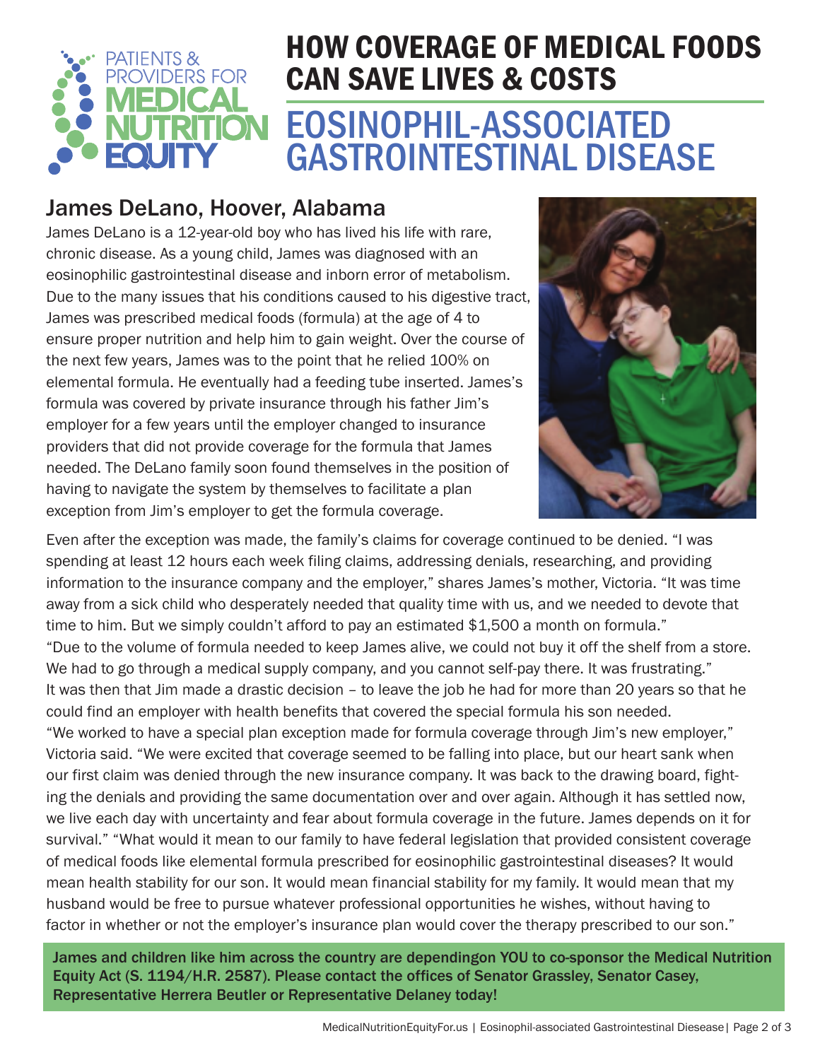PATIENTS & PROVIDERS FOR MEDICAL NUTRITION EQUITY

# HOW COVERAGE OF MEDICAL FOODS CAN SAVE LIVES & COSTS

# EOSINOPHIL-ASSOCIATED GASTROINTESTINAL DISEASE

## James DeLano, Hoover, Alabama

James DeLano is a 12-year-old boy who has lived his life with rare, chronic disease. As a young child, James was diagnosed with an eosinophilic gastrointestinal disease and inborn error of metabolism. Due to the many issues that his conditions caused to his digestive tract, James was prescribed medical foods (formula) at the age of 4 to ensure proper nutrition and help him to gain weight. Over the course of the next few years, James was to the point that he relied 100% on elemental formula. He eventually had a feeding tube inserted. James's formula was covered by private insurance through his father Jim's employer for a few years until the employer changed to insurance providers that did not provide coverage for the formula that James needed. The DeLano family soon found themselves in the position of having to navigate the system by themselves to facilitate a plan exception from Jim's employer to get the formula coverage.

Even after the exception was made, the family's claims for coverage continued to be denied. "I was spending at least 12 hours each week filing claims, addressing denials, researching, and providing information to the insurance company and the employer," shares James's mother, Victoria. "It was time away from a sick child who desperately needed that quality time with us, and we needed to devote that time to him. But we simply couldn't afford to pay an estimated $1,500 a month on formula."

"Due to the volume of formula needed to keep James alive, we could not buy it off the shelf from a store. We had to go through a medical supply company, and you cannot self-pay there. It was frustrating."

It was then that Jim made a drastic decision – to leave the job he had for more than 20 years so that he could find an employer with health benefits that covered the special formula his son needed.

"We worked to have a special plan exception made for formula coverage through Jim's new employer," Victoria said. "We were excited that coverage seemed to be falling into place, but our heart sank when our first claim was denied through the new insurance company. It was back to the drawing board, fighting the denials and providing the same documentation over and over again. Although it has settled now, we live each day with uncertainty and fear about formula coverage in the future. James depends on it for survival." "What would it mean to our family to have federal legislation that provided consistent coverage of medical foods like elemental formula prescribed for eosinophilic gastrointestinal diseases? It would mean health stability for our son. It would mean financial stability for my family. It would mean that my husband would be free to pursue whatever professional opportunities he wishes, without having to factor in whether or not the employer's insurance plan would cover the therapy prescribed to our son."

**James and children like him across the country are dependingon YOU to co-sponsor the Medical Nutrition Equity Act (S. 1194/H.R. 2587). Please contact the offices of Senator Grassley, Senator Casey, Representative Herrera Beutler or Representative Delaney today!**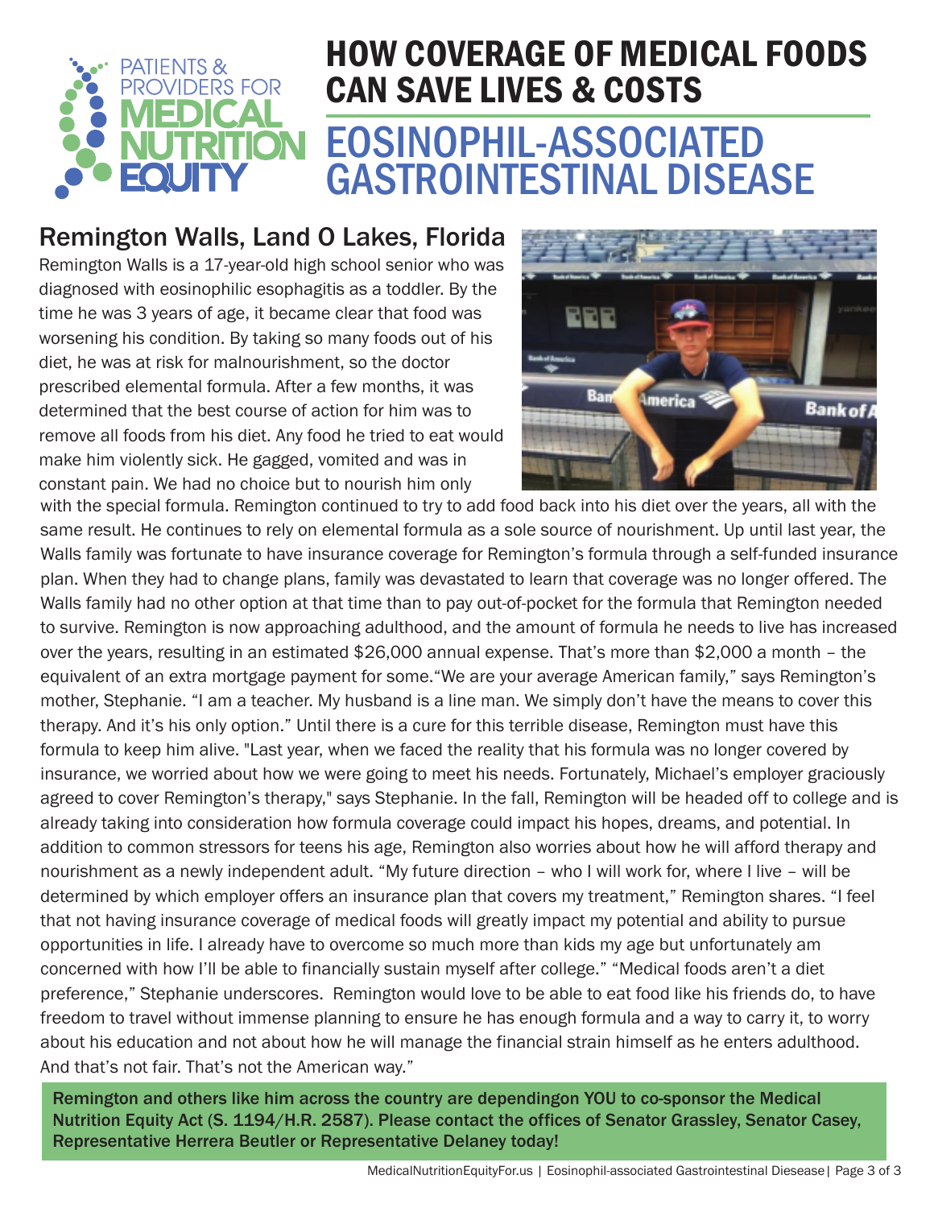PATIENTS & PROVIDERS FOR MEDICAL NUTRITION EQUITY

# HOW COVERAGE OF MEDICAL FOODS CAN SAVE LIVES & COSTS

# EOSINOPHIL-ASSOCIATED GASTROINTESTINAL DISEASE

## Remington Walls, Land O Lakes, Florida

Remington Walls is a 17-year-old high school senior who was diagnosed with eosinophilic esophagitis as a toddler. By the time he was 3 years of age, it became clear that food was worsening his condition. By taking so many foods out of his diet, he was at risk for malnourishment, so the doctor prescribed elemental formula. After a few months, it was determined that the best course of action for him was to remove all foods from his diet. Any food he tried to eat would make him violently sick. He gagged, vomited and was in constant pain. We had no choice but to nourish him only with the special formula. Remington continued to try to add food back into his diet over the years, all with the same result. He continues to rely on elemental formula as a sole source of nourishment. Up until last year, the Walls family was fortunate to have insurance coverage for Remington's formula through a self-funded insurance plan. When they had to change plans, family was devastated to learn that coverage was no longer offered. The Walls family had no other option at that time than to pay out-of-pocket for the formula that Remington needed to survive. Remington is now approaching adulthood, and the amount of formula he needs to live has increased over the years, resulting in an estimated $26,000 annual expense. That's more than $2,000 a month – the equivalent of an extra mortgage payment for some."We are your average American family," says Remington's mother, Stephanie. "I am a teacher. My husband is a line man. We simply don't have the means to cover this therapy. And it's his only option." Until there is a cure for this terrible disease, Remington must have this formula to keep him alive. "Last year, when we faced the reality that his formula was no longer covered by insurance, we worried about how we were going to meet his needs. Fortunately, Michael's employer graciously agreed to cover Remington's therapy," says Stephanie. In the fall, Remington will be headed off to college and is already taking into consideration how formula coverage could impact his hopes, dreams, and potential. In addition to common stressors for teens his age, Remington also worries about how he will afford therapy and nourishment as a newly independent adult. "My future direction – who I will work for, where I live – will be determined by which employer offers an insurance plan that covers my treatment," Remington shares. "I feel that not having insurance coverage of medical foods will greatly impact my potential and ability to pursue opportunities in life. I already have to overcome so much more than kids my age but unfortunately am concerned with how I'll be able to financially sustain myself after college." "Medical foods aren't a diet preference," Stephanie underscores. Remington would love to be able to eat food like his friends do, to have freedom to travel without immense planning to ensure he has enough formula and a way to carry it, to worry about his education and not about how he will manage the financial strain himself as he enters adulthood. And that's not fair. That's not the American way."

**Remington and others like him across the country are dependingon YOU to co-sponsor the Medical Nutrition Equity Act (S. 1194/H.R. 2587). Please contact the offices of Senator Grassley, Senator Casey, Representative Herrera Beutler or Representative Delaney today!**